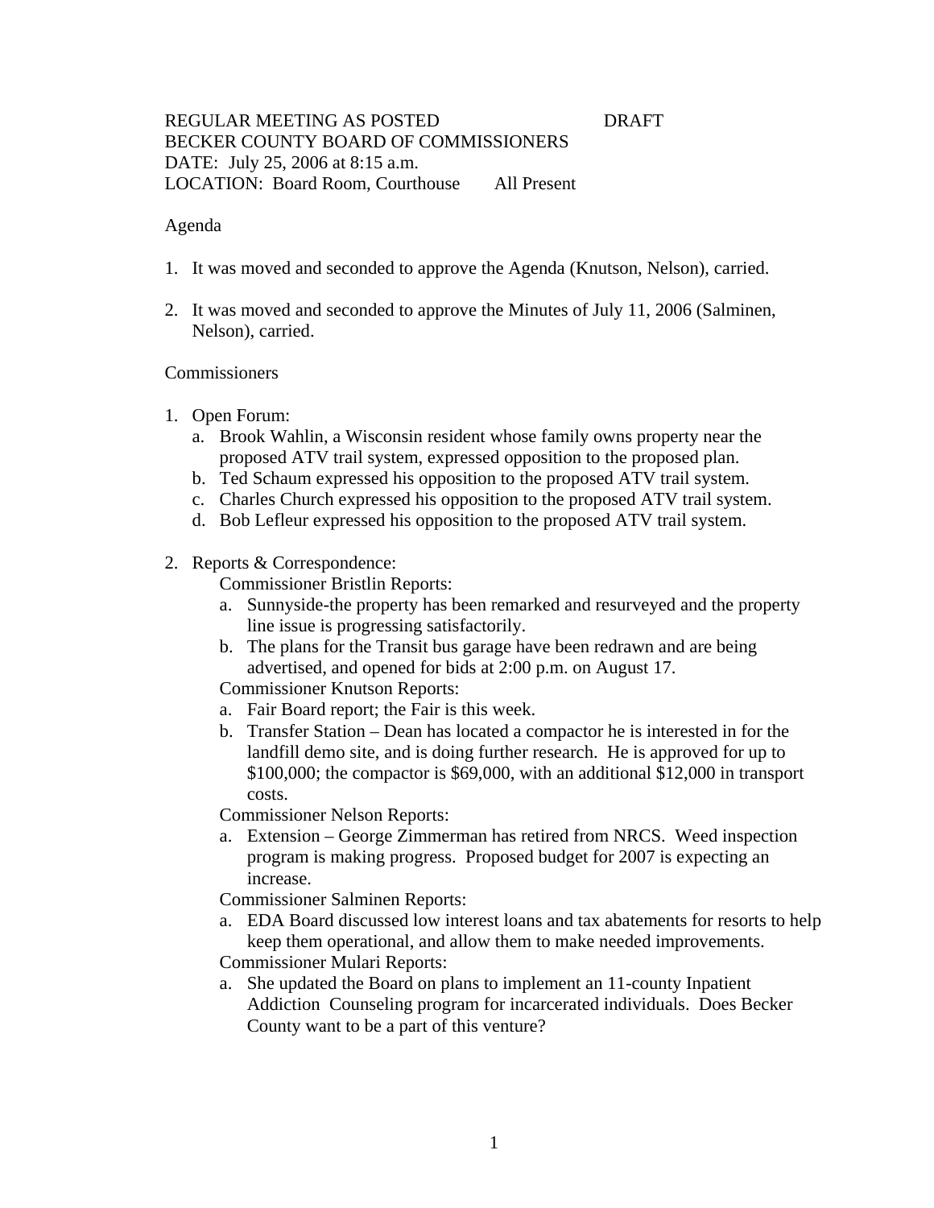REGULAR MEETING AS POSTED DRAFT
BECKER COUNTY BOARD OF COMMISSIONERS
DATE: July 25, 2006 at 8:15 a.m.
LOCATION: Board Room, Courthouse All Present

Agenda

1. It was moved and seconded to approve the Agenda (Knutson, Nelson), carried.

2. It was moved and seconded to approve the Minutes of July 11, 2006 (Salminen, Nelson), carried.

Commissioners

1. Open Forum:
   a. Brook Wahlin, a Wisconsin resident whose family owns property near the proposed ATV trail system, expressed opposition to the proposed plan.
   b. Ted Schaum expressed his opposition to the proposed ATV trail system.
   c. Charles Church expressed his opposition to the proposed ATV trail system.
   d. Bob Lefleur expressed his opposition to the proposed ATV trail system.

2. Reports & Correspondence:

   Commissioner Bristlin Reports:
   a. Sunnyside-the property has been remarked and resurveyed and the property line issue is progressing satisfactorily.
   b. The plans for the Transit bus garage have been redrawn and are being advertised, and opened for bids at 2:00 p.m. on August 17.

   Commissioner Knutson Reports:
   a. Fair Board report; the Fair is this week.
   b. Transfer Station – Dean has located a compactor he is interested in for the landfill demo site, and is doing further research. He is approved for up to $100,000; the compactor is $69,000, with an additional $12,000 in transport costs.

   Commissioner Nelson Reports:
   a. Extension – George Zimmerman has retired from NRCS. Weed inspection program is making progress. Proposed budget for 2007 is expecting an increase.

   Commissioner Salminen Reports:
   a. EDA Board discussed low interest loans and tax abatements for resorts to help keep them operational, and allow them to make needed improvements.

   Commissioner Mulari Reports:
   a. She updated the Board on plans to implement an 11-county Inpatient Addiction Counseling program for incarcerated individuals. Does Becker County want to be a part of this venture?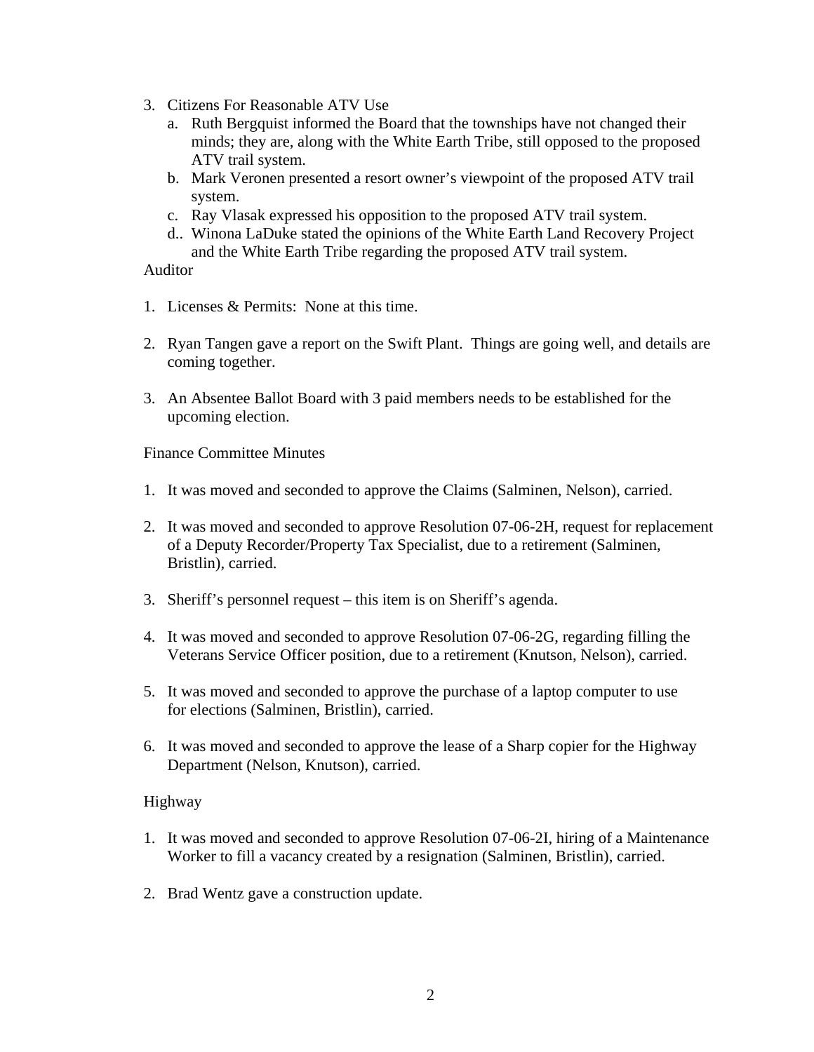3. Citizens For Reasonable ATV Use
   a. Ruth Bergquist informed the Board that the townships have not changed their minds; they are, along with the White Earth Tribe, still opposed to the proposed ATV trail system.
   b. Mark Veronen presented a resort owner's viewpoint of the proposed ATV trail system.
   c. Ray Vlasak expressed his opposition to the proposed ATV trail system.
   d.. Winona LaDuke stated the opinions of the White Earth Land Recovery Project and the White Earth Tribe regarding the proposed ATV trail system.

Auditor

1. Licenses & Permits: None at this time.

2. Ryan Tangen gave a report on the Swift Plant. Things are going well, and details are coming together.

3. An Absentee Ballot Board with 3 paid members needs to be established for the upcoming election.

Finance Committee Minutes

1. It was moved and seconded to approve the Claims (Salminen, Nelson), carried.

2. It was moved and seconded to approve Resolution 07-06-2H, request for replacement of a Deputy Recorder/Property Tax Specialist, due to a retirement (Salminen, Bristlin), carried.

3. Sheriff's personnel request – this item is on Sheriff's agenda.

4. It was moved and seconded to approve Resolution 07-06-2G, regarding filling the Veterans Service Officer position, due to a retirement (Knutson, Nelson), carried.

5. It was moved and seconded to approve the purchase of a laptop computer to use for elections (Salminen, Bristlin), carried.

6. It was moved and seconded to approve the lease of a Sharp copier for the Highway Department (Nelson, Knutson), carried.

Highway

1. It was moved and seconded to approve Resolution 07-06-2I, hiring of a Maintenance Worker to fill a vacancy created by a resignation (Salminen, Bristlin), carried.

2. Brad Wentz gave a construction update.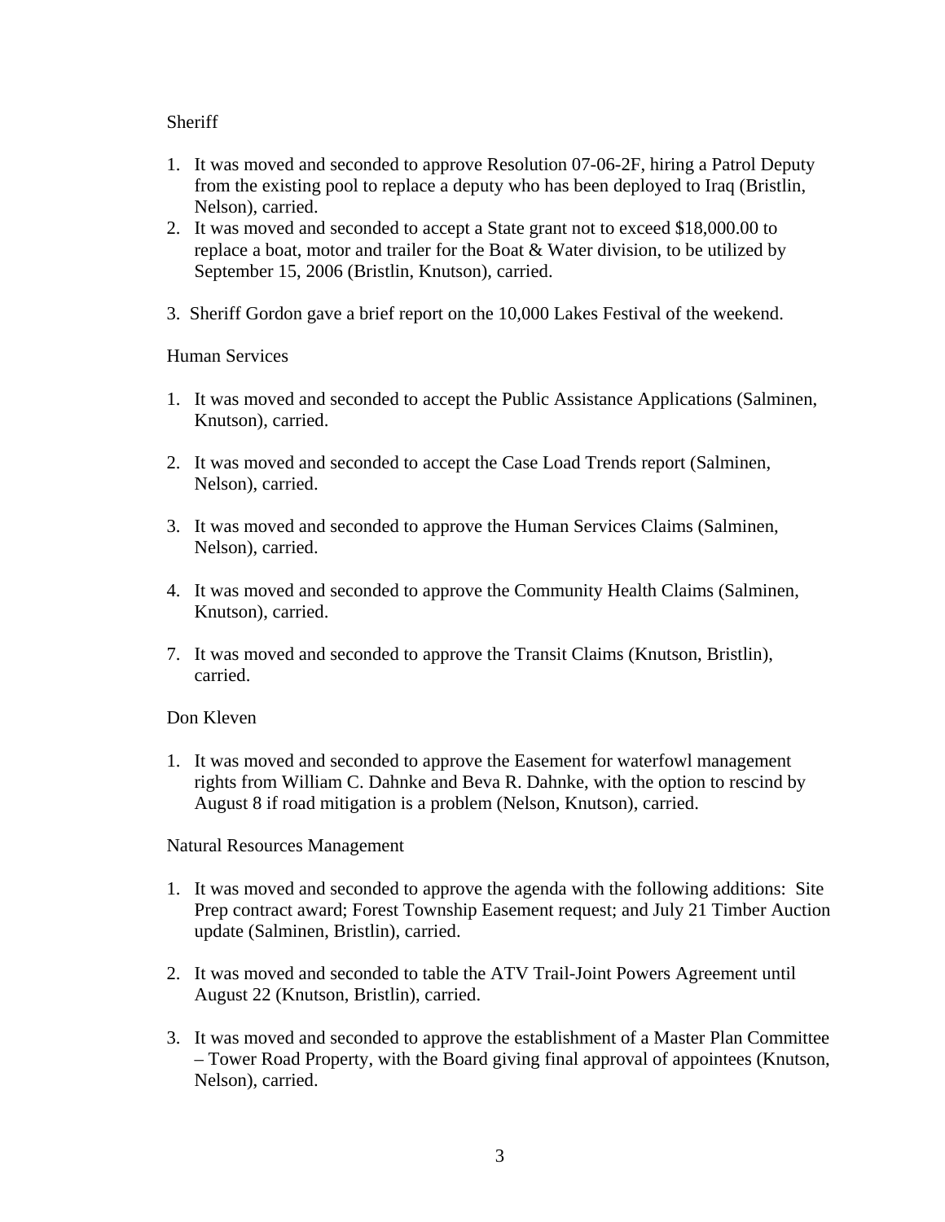Sheriff

1. It was moved and seconded to approve Resolution 07-06-2F, hiring a Patrol Deputy from the existing pool to replace a deputy who has been deployed to Iraq (Bristlin, Nelson), carried.
2. It was moved and seconded to accept a State grant not to exceed $18,000.00 to replace a boat, motor and trailer for the Boat & Water division, to be utilized by September 15, 2006 (Bristlin, Knutson), carried.
3. Sheriff Gordon gave a brief report on the 10,000 Lakes Festival of the weekend.

Human Services

1. It was moved and seconded to accept the Public Assistance Applications (Salminen, Knutson), carried.
2. It was moved and seconded to accept the Case Load Trends report (Salminen, Nelson), carried.
3. It was moved and seconded to approve the Human Services Claims (Salminen, Nelson), carried.
4. It was moved and seconded to approve the Community Health Claims (Salminen, Knutson), carried.

7. It was moved and seconded to approve the Transit Claims (Knutson, Bristlin), carried.

Don Kleven

1. It was moved and seconded to approve the Easement for waterfowl management rights from William C. Dahnke and Beva R. Dahnke, with the option to rescind by August 8 if road mitigation is a problem (Nelson, Knutson), carried.

Natural Resources Management

1. It was moved and seconded to approve the agenda with the following additions: Site Prep contract award; Forest Township Easement request; and July 21 Timber Auction update (Salminen, Bristlin), carried.
2. It was moved and seconded to table the ATV Trail-Joint Powers Agreement until August 22 (Knutson, Bristlin), carried.
3. It was moved and seconded to approve the establishment of a Master Plan Committee – Tower Road Property, with the Board giving final approval of appointees (Knutson, Nelson), carried.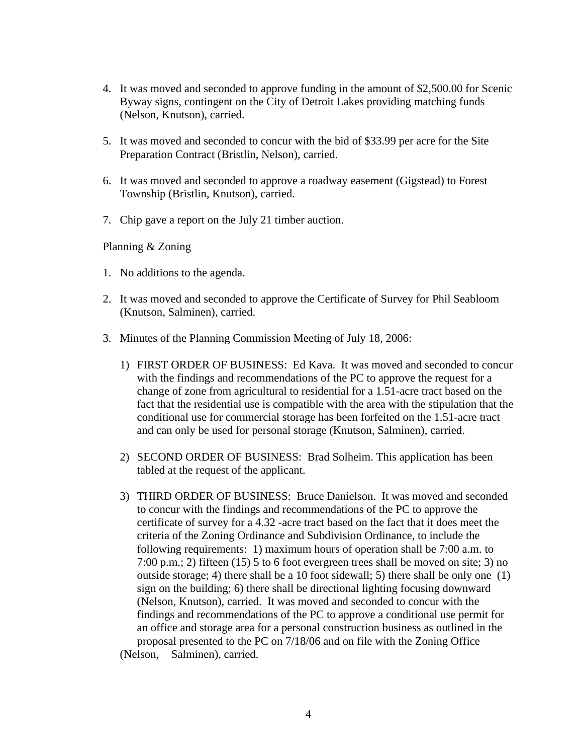4. It was moved and seconded to approve funding in the amount of $2,500.00 for Scenic Byway signs, contingent on the City of Detroit Lakes providing matching funds (Nelson, Knutson), carried.

5. It was moved and seconded to concur with the bid of $33.99 per acre for the Site Preparation Contract (Bristlin, Nelson), carried.

6. It was moved and seconded to approve a roadway easement (Gigstead) to Forest Township (Bristlin, Knutson), carried.

7. Chip gave a report on the July 21 timber auction.

Planning & Zoning

1. No additions to the agenda.

2. It was moved and seconded to approve the Certificate of Survey for Phil Seabloom (Knutson, Salminen), carried.

3. Minutes of the Planning Commission Meeting of July 18, 2006:

   1) FIRST ORDER OF BUSINESS: Ed Kava. It was moved and seconded to concur with the findings and recommendations of the PC to approve the request for a change of zone from agricultural to residential for a 1.51-acre tract based on the fact that the residential use is compatible with the area with the stipulation that the conditional use for commercial storage has been forfeited on the 1.51-acre tract and can only be used for personal storage (Knutson, Salminen), carried.

   2) SECOND ORDER OF BUSINESS: Brad Solheim. This application has been tabled at the request of the applicant.

   3) THIRD ORDER OF BUSINESS: Bruce Danielson. It was moved and seconded to concur with the findings and recommendations of the PC to approve the certificate of survey for a 4.32 -acre tract based on the fact that it does meet the criteria of the Zoning Ordinance and Subdivision Ordinance, to include the following requirements: 1) maximum hours of operation shall be 7:00 a.m. to 7:00 p.m.; 2) fifteen (15) 5 to 6 foot evergreen trees shall be moved on site; 3) no outside storage; 4) there shall be a 10 foot sidewall; 5) there shall be only one (1) sign on the building; 6) there shall be directional lighting focusing downward (Nelson, Knutson), carried. It was moved and seconded to concur with the findings and recommendations of the PC to approve a conditional use permit for an office and storage area for a personal construction business as outlined in the proposal presented to the PC on 7/18/06 and on file with the Zoning Office (Nelson, Salminen), carried.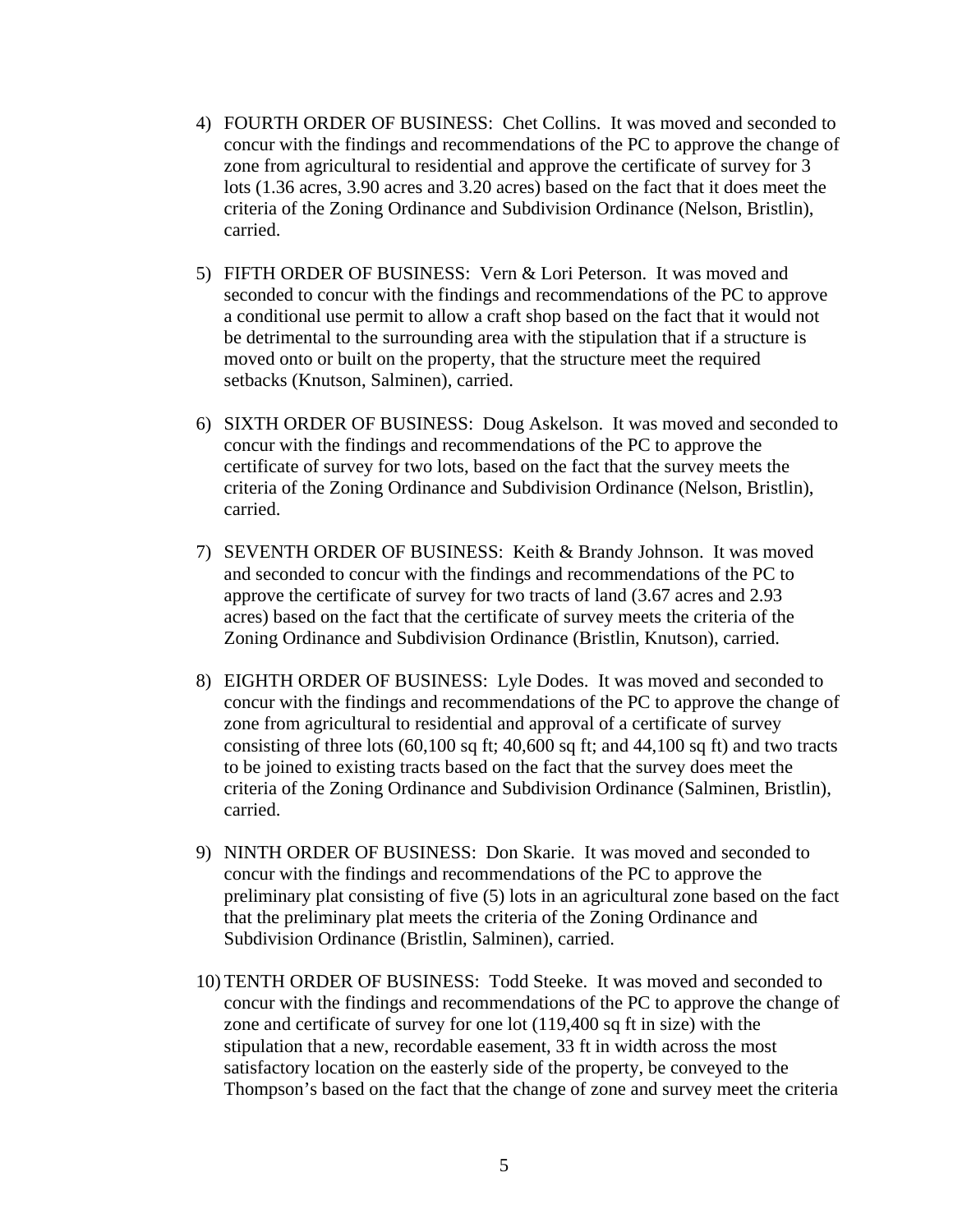4) FOURTH ORDER OF BUSINESS: Chet Collins. It was moved and seconded to concur with the findings and recommendations of the PC to approve the change of zone from agricultural to residential and approve the certificate of survey for 3 lots (1.36 acres, 3.90 acres and 3.20 acres) based on the fact that it does meet the criteria of the Zoning Ordinance and Subdivision Ordinance (Nelson, Bristlin), carried.

5) FIFTH ORDER OF BUSINESS: Vern & Lori Peterson. It was moved and seconded to concur with the findings and recommendations of the PC to approve a conditional use permit to allow a craft shop based on the fact that it would not be detrimental to the surrounding area with the stipulation that if a structure is moved onto or built on the property, that the structure meet the required setbacks (Knutson, Salminen), carried.

6) SIXTH ORDER OF BUSINESS: Doug Askelson. It was moved and seconded to concur with the findings and recommendations of the PC to approve the certificate of survey for two lots, based on the fact that the survey meets the criteria of the Zoning Ordinance and Subdivision Ordinance (Nelson, Bristlin), carried.

7) SEVENTH ORDER OF BUSINESS: Keith & Brandy Johnson. It was moved and seconded to concur with the findings and recommendations of the PC to approve the certificate of survey for two tracts of land (3.67 acres and 2.93 acres) based on the fact that the certificate of survey meets the criteria of the Zoning Ordinance and Subdivision Ordinance (Bristlin, Knutson), carried.

8) EIGHTH ORDER OF BUSINESS: Lyle Dodes. It was moved and seconded to concur with the findings and recommendations of the PC to approve the change of zone from agricultural to residential and approval of a certificate of survey consisting of three lots (60,100 sq ft; 40,600 sq ft; and 44,100 sq ft) and two tracts to be joined to existing tracts based on the fact that the survey does meet the criteria of the Zoning Ordinance and Subdivision Ordinance (Salminen, Bristlin), carried.

9) NINTH ORDER OF BUSINESS: Don Skarie. It was moved and seconded to concur with the findings and recommendations of the PC to approve the preliminary plat consisting of five (5) lots in an agricultural zone based on the fact that the preliminary plat meets the criteria of the Zoning Ordinance and Subdivision Ordinance (Bristlin, Salminen), carried.

10) TENTH ORDER OF BUSINESS: Todd Steeke. It was moved and seconded to concur with the findings and recommendations of the PC to approve the change of zone and certificate of survey for one lot (119,400 sq ft in size) with the stipulation that a new, recordable easement, 33 ft in width across the most satisfactory location on the easterly side of the property, be conveyed to the Thompson's based on the fact that the change of zone and survey meet the criteria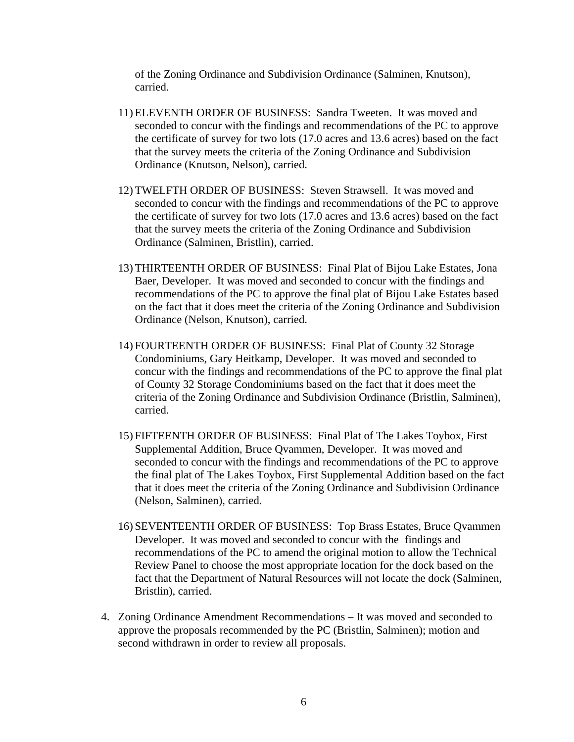of the Zoning Ordinance and Subdivision Ordinance (Salminen, Knutson), carried.

11) ELEVENTH ORDER OF BUSINESS: Sandra Tweeten. It was moved and seconded to concur with the findings and recommendations of the PC to approve the certificate of survey for two lots (17.0 acres and 13.6 acres) based on the fact that the survey meets the criteria of the Zoning Ordinance and Subdivision Ordinance (Knutson, Nelson), carried.

12) TWELFTH ORDER OF BUSINESS: Steven Strawsell. It was moved and seconded to concur with the findings and recommendations of the PC to approve the certificate of survey for two lots (17.0 acres and 13.6 acres) based on the fact that the survey meets the criteria of the Zoning Ordinance and Subdivision Ordinance (Salminen, Bristlin), carried.

13) THIRTEENTH ORDER OF BUSINESS: Final Plat of Bijou Lake Estates, Jona Baer, Developer. It was moved and seconded to concur with the findings and recommendations of the PC to approve the final plat of Bijou Lake Estates based on the fact that it does meet the criteria of the Zoning Ordinance and Subdivision Ordinance (Nelson, Knutson), carried.

14) FOURTEENTH ORDER OF BUSINESS: Final Plat of County 32 Storage Condominiums, Gary Heitkamp, Developer. It was moved and seconded to concur with the findings and recommendations of the PC to approve the final plat of County 32 Storage Condominiums based on the fact that it does meet the criteria of the Zoning Ordinance and Subdivision Ordinance (Bristlin, Salminen), carried.

15) FIFTEENTH ORDER OF BUSINESS: Final Plat of The Lakes Toybox, First Supplemental Addition, Bruce Qvammen, Developer. It was moved and seconded to concur with the findings and recommendations of the PC to approve the final plat of The Lakes Toybox, First Supplemental Addition based on the fact that it does meet the criteria of the Zoning Ordinance and Subdivision Ordinance (Nelson, Salminen), carried.

16) SEVENTEENTH ORDER OF BUSINESS: Top Brass Estates, Bruce Qvammen Developer. It was moved and seconded to concur with the findings and recommendations of the PC to amend the original motion to allow the Technical Review Panel to choose the most appropriate location for the dock based on the fact that the Department of Natural Resources will not locate the dock (Salminen, Bristlin), carried.

4. Zoning Ordinance Amendment Recommendations – It was moved and seconded to approve the proposals recommended by the PC (Bristlin, Salminen); motion and second withdrawn in order to review all proposals.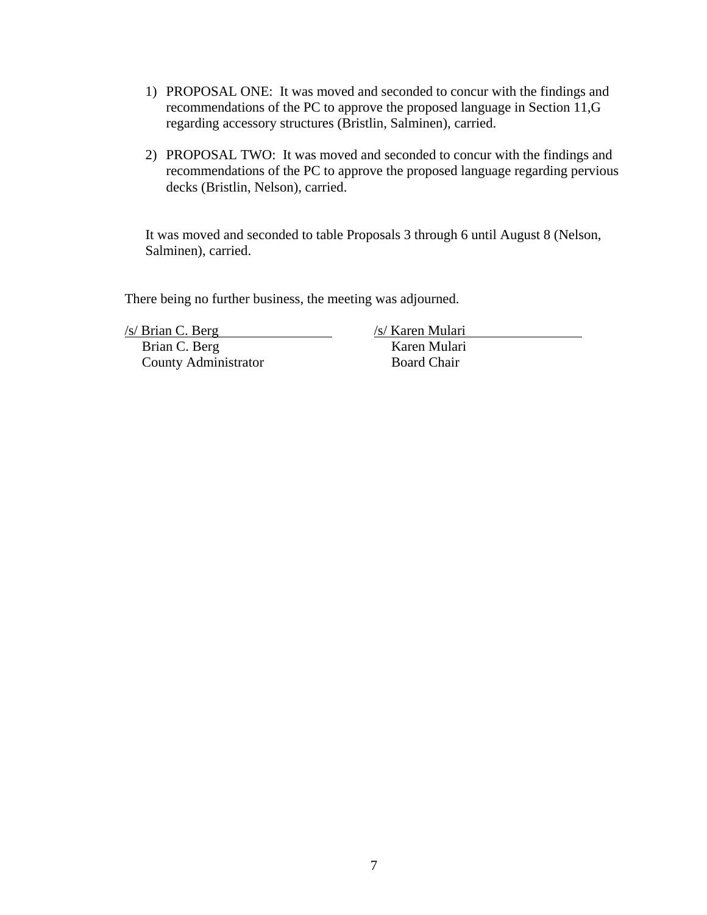1) PROPOSAL ONE: It was moved and seconded to concur with the findings and recommendations of the PC to approve the proposed language in Section 11,G regarding accessory structures (Bristlin, Salminen), carried.

2) PROPOSAL TWO: It was moved and seconded to concur with the findings and recommendations of the PC to approve the proposed language regarding pervious decks (Bristlin, Nelson), carried.

It was moved and seconded to table Proposals 3 through 6 until August 8 (Nelson, Salminen), carried.

There being no further business, the meeting was adjourned.

/s/ Brian C. Berg
Brian C. Berg
County Administrator

/s/ Karen Mulari
Karen Mulari
Board Chair